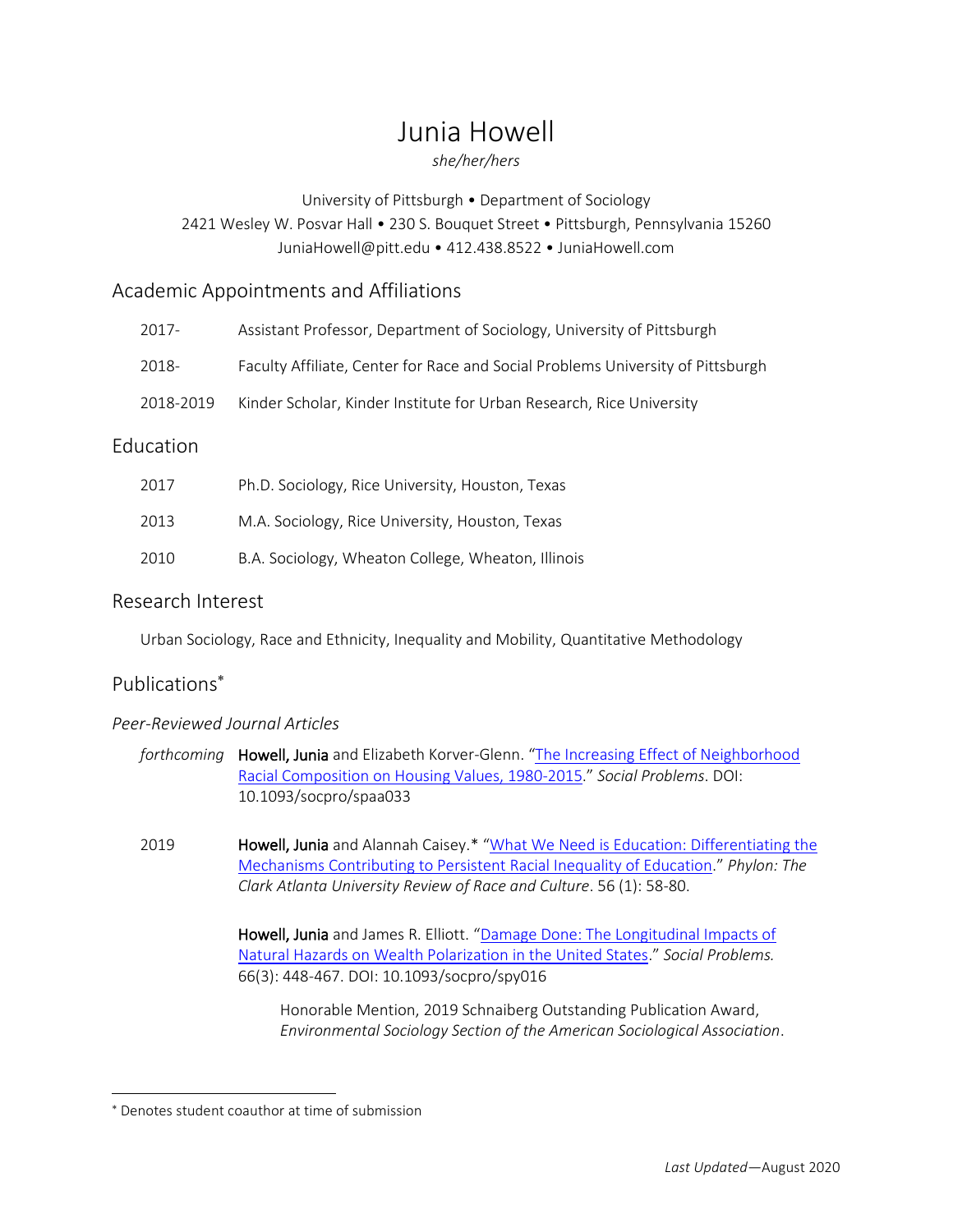# Junia Howell

*she/her/hers*

University of Pittsburgh • Department of Sociology
2421 Wesley W. Posvar Hall • 230 S. Bouquet Street • Pittsburgh, Pennsylvania 15260
JuniaHowell@pitt.edu • 412.438.8522 • JuniaHowell.com

## Academic Appointments and Affiliations

| | |
|---|---|
| 2017- | Assistant Professor, Department of Sociology, University of Pittsburgh |
| 2018- | Faculty Affiliate, Center for Race and Social Problems University of Pittsburgh |
| 2018-2019 | Kinder Scholar, Kinder Institute for Urban Research, Rice University |

## Education

| | |
|---|---|
| 2017 | Ph.D. Sociology, Rice University, Houston, Texas |
| 2013 | M.A. Sociology, Rice University, Houston, Texas |
| 2010 | B.A. Sociology, Wheaton College, Wheaton, Illinois |

## Research Interest

Urban Sociology, Race and Ethnicity, Inequality and Mobility, Quantitative Methodology

## Publications[*]

### *Peer-Reviewed Journal Articles*

*forthcoming* **Howell, Junia** and Elizabeth Korver-Glenn. "The Increasing Effect of Neighborhood Racial Composition on Housing Values, 1980-2015." *Social Problems*. DOI: 10.1093/socpro/spaa033

2019 **Howell, Junia** and Alannah Caisey.* "What We Need is Education: Differentiating the Mechanisms Contributing to Persistent Racial Inequality of Education." *Phylon: The Clark Atlanta University Review of Race and Culture*. 56 (1): 58-80.

**Howell, Junia** and James R. Elliott. "Damage Done: The Longitudinal Impacts of Natural Hazards on Wealth Polarization in the United States." *Social Problems.* 66(3): 448-467. DOI: 10.1093/socpro/spy016

Honorable Mention, 2019 Schnaiberg Outstanding Publication Award, *Environmental Sociology Section of the American Sociological Association*.

---

[*] Denotes student coauthor at time of submission

*Last Updated*—August 2020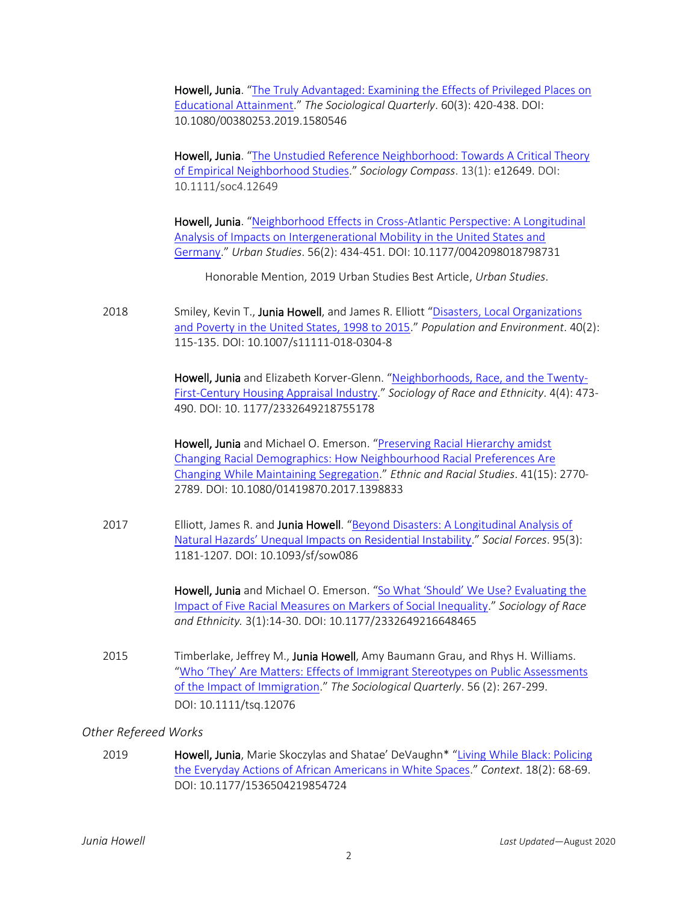**Howell, Junia**. "The Truly Advantaged: Examining the Effects of Privileged Places on Educational Attainment." *The Sociological Quarterly*. 60(3): 420-438. DOI: 10.1080/00380253.2019.1580546

**Howell, Junia**. "The Unstudied Reference Neighborhood: Towards A Critical Theory of Empirical Neighborhood Studies." *Sociology Compass*. 13(1): e12649. DOI: 10.1111/soc4.12649

**Howell, Junia**. "Neighborhood Effects in Cross-Atlantic Perspective: A Longitudinal Analysis of Impacts on Intergenerational Mobility in the United States and Germany." *Urban Studies*. 56(2): 434-451. DOI: 10.1177/0042098018798731

Honorable Mention, 2019 Urban Studies Best Article, *Urban Studies*.

2018 Smiley, Kevin T., **Junia Howell**, and James R. Elliott "Disasters, Local Organizations and Poverty in the United States, 1998 to 2015." *Population and Environment*. 40(2): 115-135. DOI: 10.1007/s11111-018-0304-8

**Howell, Junia** and Elizabeth Korver-Glenn. "Neighborhoods, Race, and the Twenty-First-Century Housing Appraisal Industry." *Sociology of Race and Ethnicity*. 4(4): 473-490. DOI: 10. 1177/2332649218755178

**Howell, Junia** and Michael O. Emerson. "Preserving Racial Hierarchy amidst Changing Racial Demographics: How Neighbourhood Racial Preferences Are Changing While Maintaining Segregation." *Ethnic and Racial Studies*. 41(15): 2770-2789. DOI: 10.1080/01419870.2017.1398833

2017 Elliott, James R. and **Junia Howell**. "Beyond Disasters: A Longitudinal Analysis of Natural Hazards' Unequal Impacts on Residential Instability." *Social Forces*. 95(3): 1181-1207. DOI: 10.1093/sf/sow086

**Howell, Junia** and Michael O. Emerson. "So What 'Should' We Use? Evaluating the Impact of Five Racial Measures on Markers of Social Inequality." *Sociology of Race and Ethnicity.* 3(1):14-30. DOI: 10.1177/2332649216648465

2015 Timberlake, Jeffrey M., **Junia Howell**, Amy Baumann Grau, and Rhys H. Williams. "Who 'They' Are Matters: Effects of Immigrant Stereotypes on Public Assessments of the Impact of Immigration." *The Sociological Quarterly*. 56 (2): 267-299. DOI: 10.1111/tsq.12076

*Other Refereed Works*

2019 **Howell, Junia**, Marie Skoczylas and Shatae' DeVaughn* "Living While Black: Policing the Everyday Actions of African Americans in White Spaces." *Context*. 18(2): 68-69. DOI: 10.1177/1536504219854724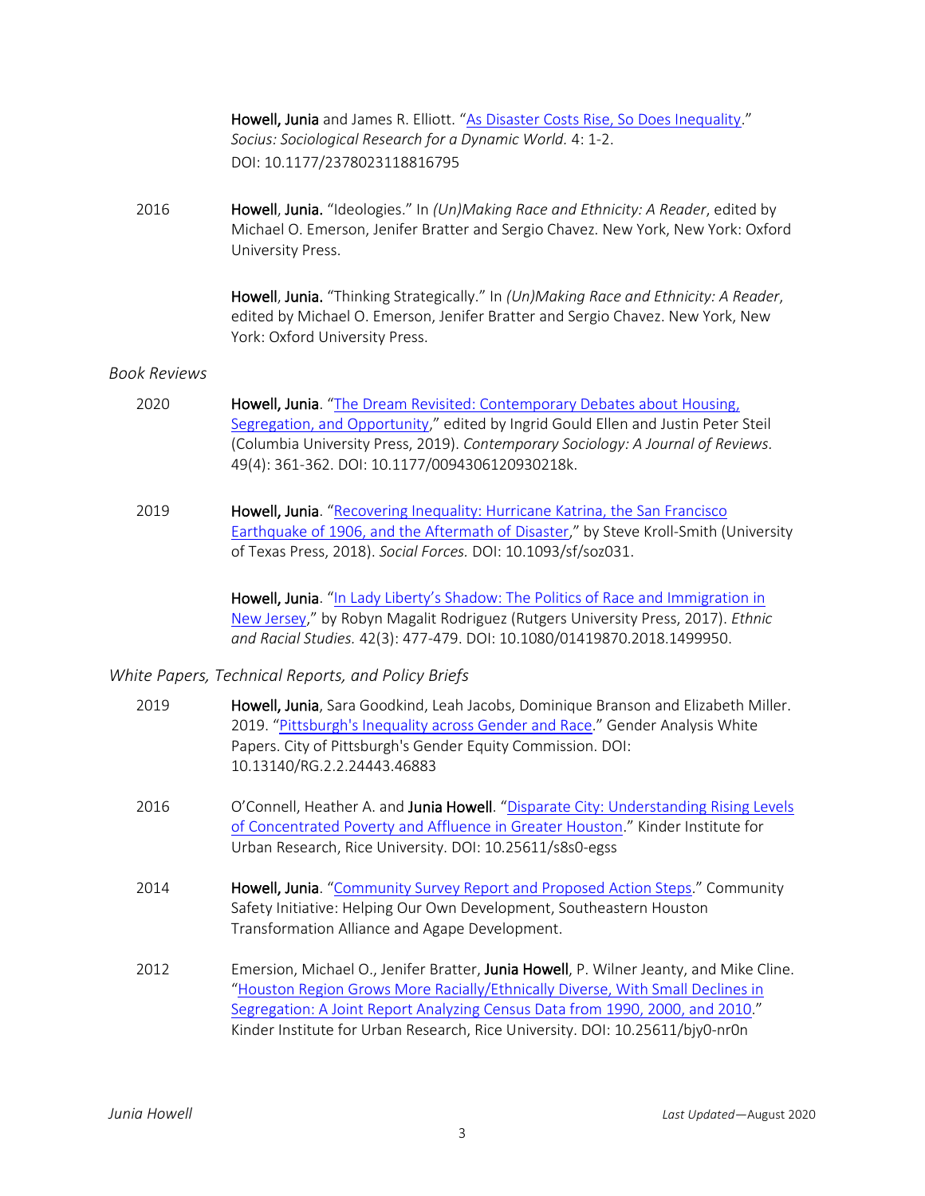**Howell, Junia** and James R. Elliott. "As Disaster Costs Rise, So Does Inequality." *Socius: Sociological Research for a Dynamic World.* 4: 1-2. DOI: 10.1177/2378023118816795

2016 **Howell**, **Junia.** "Ideologies." In *(Un)Making Race and Ethnicity: A Reader*, edited by Michael O. Emerson, Jenifer Bratter and Sergio Chavez. New York, New York: Oxford University Press.

**Howell**, **Junia.** "Thinking Strategically." In *(Un)Making Race and Ethnicity: A Reader*, edited by Michael O. Emerson, Jenifer Bratter and Sergio Chavez. New York, New York: Oxford University Press.

*Book Reviews*

2020 **Howell, Junia**. "The Dream Revisited: Contemporary Debates about Housing, Segregation, and Opportunity," edited by Ingrid Gould Ellen and Justin Peter Steil (Columbia University Press, 2019). *Contemporary Sociology: A Journal of Reviews.* 49(4): 361-362. DOI: 10.1177/0094306120930218k.

2019 **Howell, Junia**. "Recovering Inequality: Hurricane Katrina, the San Francisco Earthquake of 1906, and the Aftermath of Disaster," by Steve Kroll-Smith (University of Texas Press, 2018). *Social Forces.* DOI: 10.1093/sf/soz031.

**Howell, Junia**. "In Lady Liberty's Shadow: The Politics of Race and Immigration in New Jersey," by Robyn Magalit Rodriguez (Rutgers University Press, 2017). *Ethnic and Racial Studies.* 42(3): 477-479. DOI: 10.1080/01419870.2018.1499950.

*White Papers, Technical Reports, and Policy Briefs*

2019 **Howell, Junia**, Sara Goodkind, Leah Jacobs, Dominique Branson and Elizabeth Miller. 2019. "Pittsburgh's Inequality across Gender and Race." Gender Analysis White Papers. City of Pittsburgh's Gender Equity Commission. DOI: 10.13140/RG.2.2.24443.46883

2016 O'Connell, Heather A. and **Junia Howell**. "Disparate City: Understanding Rising Levels of Concentrated Poverty and Affluence in Greater Houston." Kinder Institute for Urban Research, Rice University. DOI: 10.25611/s8s0-egss

2014 **Howell, Junia**. "Community Survey Report and Proposed Action Steps." Community Safety Initiative: Helping Our Own Development, Southeastern Houston Transformation Alliance and Agape Development.

2012 Emersion, Michael O., Jenifer Bratter, **Junia Howell**, P. Wilner Jeanty, and Mike Cline. "Houston Region Grows More Racially/Ethnically Diverse, With Small Declines in Segregation: A Joint Report Analyzing Census Data from 1990, 2000, and 2010." Kinder Institute for Urban Research, Rice University. DOI: 10.25611/bjy0-nr0n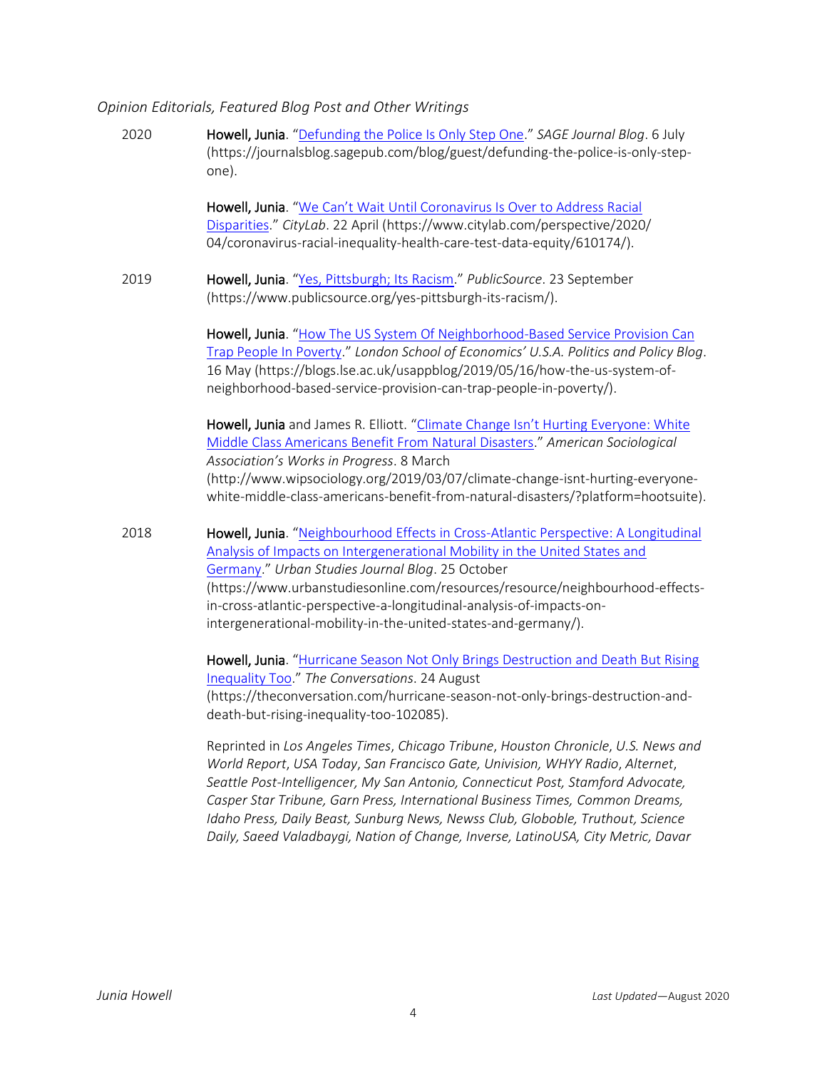*Opinion Editorials, Featured Blog Post and Other Writings*

2020 **Howell, Junia**. "Defunding the Police Is Only Step One." *SAGE Journal Blog*. 6 July (https://journalsblog.sagepub.com/blog/guest/defunding-the-police-is-only-step-one).

**Howell, Junia**. "We Can't Wait Until Coronavirus Is Over to Address Racial Disparities." *CityLab*. 22 April (https://www.citylab.com/perspective/2020/04/coronavirus-racial-inequality-health-care-test-data-equity/610174/).

2019 **Howell, Junia**. "Yes, Pittsburgh; Its Racism." *PublicSource*. 23 September (https://www.publicsource.org/yes-pittsburgh-its-racism/).

**Howell, Junia**. "How The US System Of Neighborhood-Based Service Provision Can Trap People In Poverty." *London School of Economics' U.S.A. Politics and Policy Blog*. 16 May (https://blogs.lse.ac.uk/usappblog/2019/05/16/how-the-us-system-of-neighborhood-based-service-provision-can-trap-people-in-poverty/).

**Howell, Junia** and James R. Elliott. "Climate Change Isn't Hurting Everyone: White Middle Class Americans Benefit From Natural Disasters." *American Sociological Association's Works in Progress*. 8 March (http://www.wipsociology.org/2019/03/07/climate-change-isnt-hurting-everyone-white-middle-class-americans-benefit-from-natural-disasters/?platform=hootsuite).

2018 **Howell, Junia**. "Neighbourhood Effects in Cross-Atlantic Perspective: A Longitudinal Analysis of Impacts on Intergenerational Mobility in the United States and Germany." *Urban Studies Journal Blog*. 25 October (https://www.urbanstudiesonline.com/resources/resource/neighbourhood-effects-in-cross-atlantic-perspective-a-longitudinal-analysis-of-impacts-on-intergenerational-mobility-in-the-united-states-and-germany/).

**Howell, Junia**. "Hurricane Season Not Only Brings Destruction and Death But Rising Inequality Too." *The Conversations*. 24 August (https://theconversation.com/hurricane-season-not-only-brings-destruction-and-death-but-rising-inequality-too-102085).

Reprinted in *Los Angeles Times*, *Chicago Tribune*, *Houston Chronicle*, *U.S. News and World Report*, *USA Today*, *San Francisco Gate*, *Univision*, *WHYY Radio*, *Alternet*, *Seattle Post-Intelligencer, My San Antonio, Connecticut Post, Stamford Advocate, Casper Star Tribune, Garn Press, International Business Times, Common Dreams, Idaho Press, Daily Beast, Sunburg News, Newss Club, Globoble, Truthout, Science Daily, Saeed Valadbaygi, Nation of Change, Inverse, LatinoUSA, City Metric, Davar*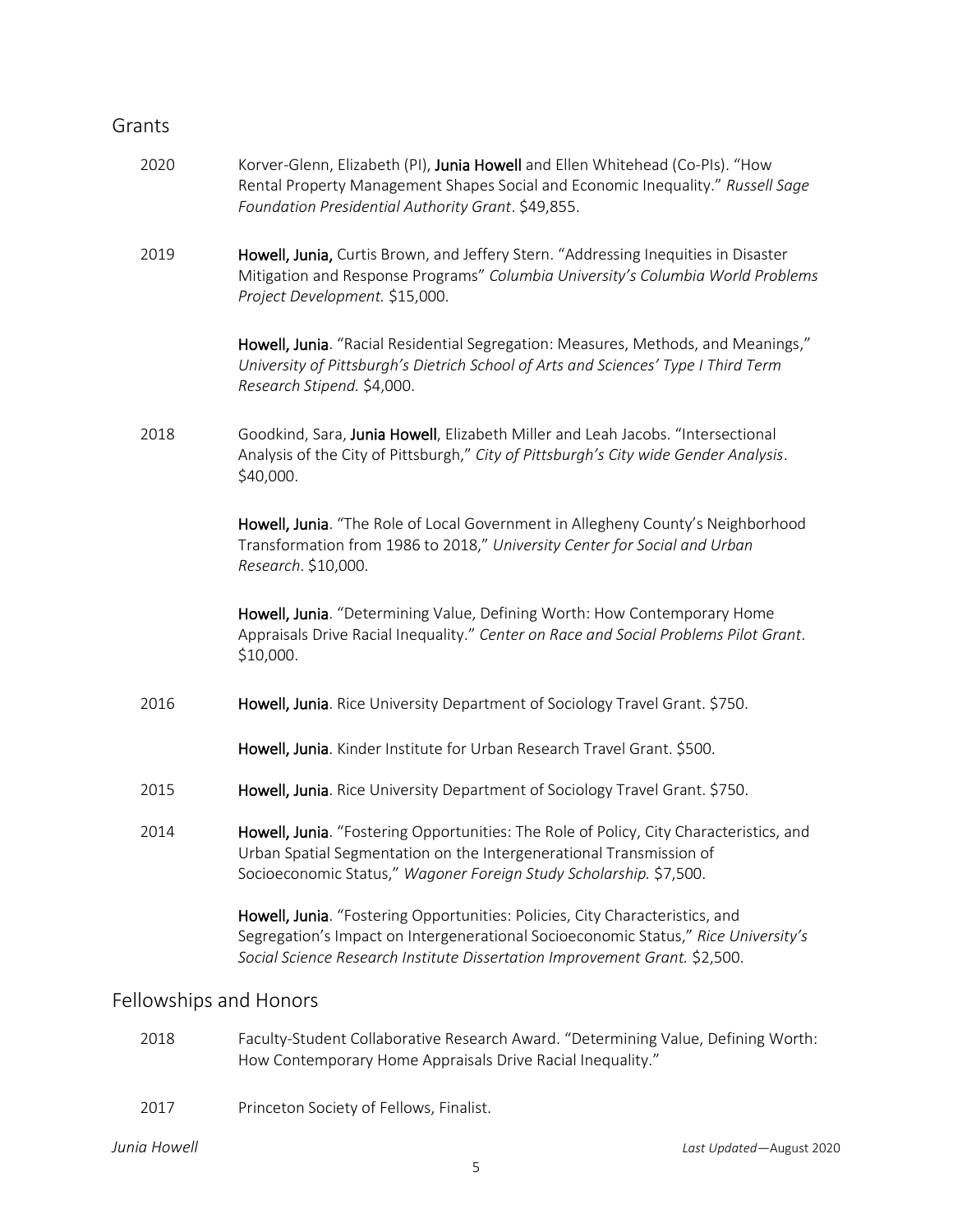## Grants

2020 — Korver-Glenn, Elizabeth (PI), **Junia Howell** and Ellen Whitehead (Co-PIs). "How Rental Property Management Shapes Social and Economic Inequality." *Russell Sage Foundation Presidential Authority Grant*. $49,855.

2019 — **Howell, Junia,** Curtis Brown, and Jeffery Stern. "Addressing Inequities in Disaster Mitigation and Response Programs" *Columbia University's Columbia World Problems Project Development.* $15,000.

**Howell, Junia**. "Racial Residential Segregation: Measures, Methods, and Meanings," *University of Pittsburgh's Dietrich School of Arts and Sciences' Type I Third Term Research Stipend.* $4,000.

2018 — Goodkind, Sara, **Junia Howell**, Elizabeth Miller and Leah Jacobs. "Intersectional Analysis of the City of Pittsburgh," *City of Pittsburgh's City wide Gender Analysis*. $40,000.

**Howell, Junia**. "The Role of Local Government in Allegheny County's Neighborhood Transformation from 1986 to 2018," *University Center for Social and Urban Research*. $10,000.

**Howell, Junia**. "Determining Value, Defining Worth: How Contemporary Home Appraisals Drive Racial Inequality." *Center on Race and Social Problems Pilot Grant*. $10,000.

2016 — **Howell, Junia**. Rice University Department of Sociology Travel Grant. $750.

**Howell, Junia**. Kinder Institute for Urban Research Travel Grant. $500.

2015 — **Howell, Junia**. Rice University Department of Sociology Travel Grant. $750.

2014 — **Howell, Junia**. "Fostering Opportunities: The Role of Policy, City Characteristics, and Urban Spatial Segmentation on the Intergenerational Transmission of Socioeconomic Status," *Wagoner Foreign Study Scholarship.* $7,500.

**Howell, Junia**. "Fostering Opportunities: Policies, City Characteristics, and Segregation's Impact on Intergenerational Socioeconomic Status," *Rice University's Social Science Research Institute Dissertation Improvement Grant.* $2,500.

## Fellowships and Honors

2018 — Faculty-Student Collaborative Research Award. "Determining Value, Defining Worth: How Contemporary Home Appraisals Drive Racial Inequality."

2017 — Princeton Society of Fellows, Finalist.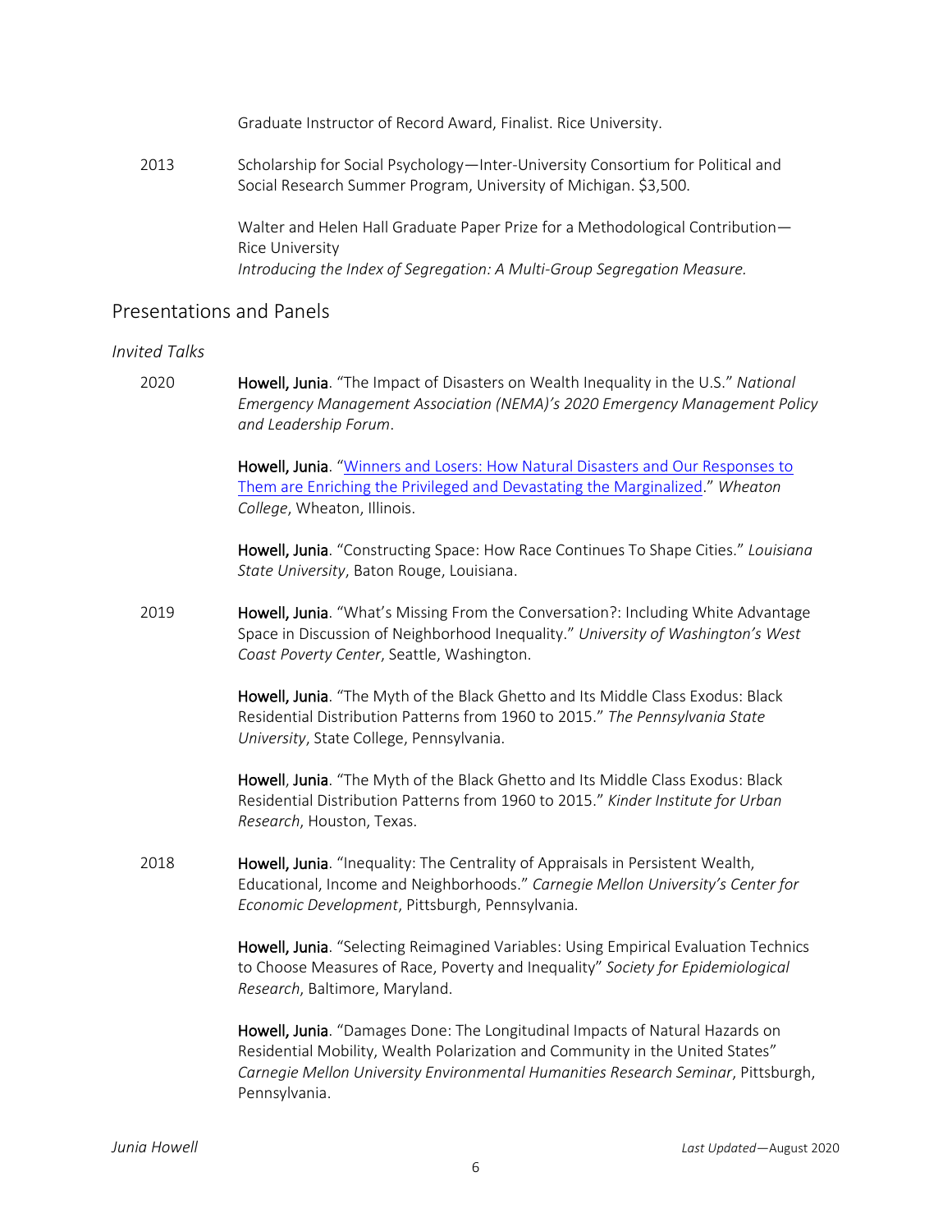Graduate Instructor of Record Award, Finalist. Rice University.

2013 Scholarship for Social Psychology—Inter-University Consortium for Political and Social Research Summer Program, University of Michigan. $3,500.

Walter and Helen Hall Graduate Paper Prize for a Methodological Contribution—Rice University
*Introducing the Index of Segregation: A Multi-Group Segregation Measure.*

## Presentations and Panels

### *Invited Talks*

2020 **Howell, Junia**. "The Impact of Disasters on Wealth Inequality in the U.S." *National Emergency Management Association (NEMA)'s 2020 Emergency Management Policy and Leadership Forum*.

**Howell, Junia**. "Winners and Losers: How Natural Disasters and Our Responses to Them are Enriching the Privileged and Devastating the Marginalized." *Wheaton College*, Wheaton, Illinois.

**Howell, Junia**. "Constructing Space: How Race Continues To Shape Cities." *Louisiana State University*, Baton Rouge, Louisiana.

2019 **Howell, Junia**. "What's Missing From the Conversation?: Including White Advantage Space in Discussion of Neighborhood Inequality." *University of Washington's West Coast Poverty Center*, Seattle, Washington.

**Howell, Junia**. "The Myth of the Black Ghetto and Its Middle Class Exodus: Black Residential Distribution Patterns from 1960 to 2015." *The Pennsylvania State University*, State College, Pennsylvania.

**Howell**, **Junia**. "The Myth of the Black Ghetto and Its Middle Class Exodus: Black Residential Distribution Patterns from 1960 to 2015." *Kinder Institute for Urban Research*, Houston, Texas.

2018 **Howell, Junia**. "Inequality: The Centrality of Appraisals in Persistent Wealth, Educational, Income and Neighborhoods." *Carnegie Mellon University's Center for Economic Development*, Pittsburgh, Pennsylvania.

**Howell, Junia**. "Selecting Reimagined Variables: Using Empirical Evaluation Technics to Choose Measures of Race, Poverty and Inequality" *Society for Epidemiological Research*, Baltimore, Maryland.

**Howell, Junia**. "Damages Done: The Longitudinal Impacts of Natural Hazards on Residential Mobility, Wealth Polarization and Community in the United States" *Carnegie Mellon University Environmental Humanities Research Seminar*, Pittsburgh, Pennsylvania.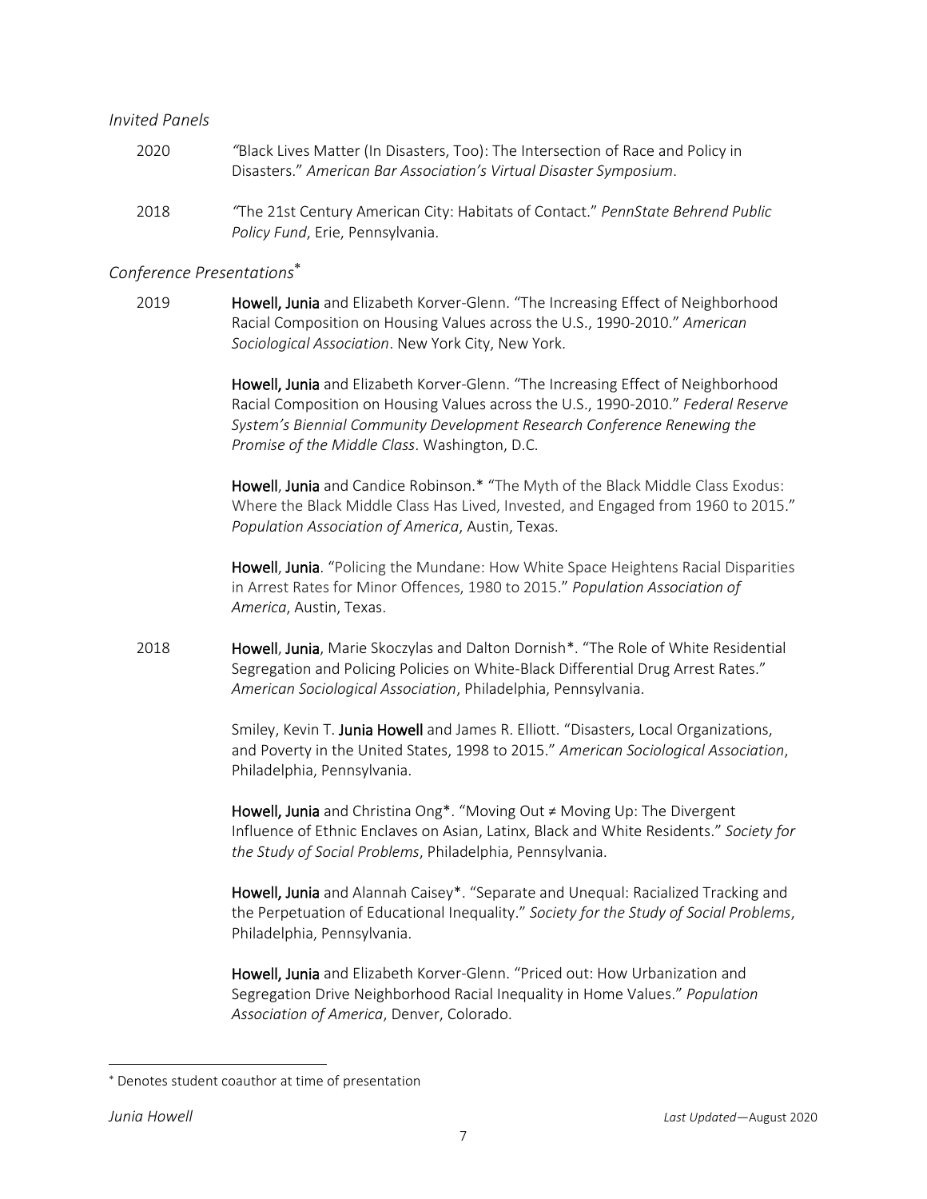*Invited Panels*

2020 *"*Black Lives Matter (In Disasters, Too): The Intersection of Race and Policy in Disasters." *American Bar Association's Virtual Disaster Symposium*.

2018 *"*The 21st Century American City: Habitats of Contact." *PennState Behrend Public Policy Fund*, Erie, Pennsylvania.

*Conference Presentations*[*]

2019 **Howell, Junia** and Elizabeth Korver-Glenn. "The Increasing Effect of Neighborhood Racial Composition on Housing Values across the U.S., 1990-2010." *American Sociological Association*. New York City, New York.

**Howell, Junia** and Elizabeth Korver-Glenn. "The Increasing Effect of Neighborhood Racial Composition on Housing Values across the U.S., 1990-2010." *Federal Reserve System's Biennial Community Development Research Conference Renewing the Promise of the Middle Class*. Washington, D.C.

**Howell**, **Junia** and Candice Robinson.* "The Myth of the Black Middle Class Exodus: Where the Black Middle Class Has Lived, Invested, and Engaged from 1960 to 2015." *Population Association of America*, Austin, Texas.

**Howell**, **Junia**. "Policing the Mundane: How White Space Heightens Racial Disparities in Arrest Rates for Minor Offences, 1980 to 2015." *Population Association of America*, Austin, Texas.

2018 **Howell**, **Junia**, Marie Skoczylas and Dalton Dornish*. "The Role of White Residential Segregation and Policing Policies on White-Black Differential Drug Arrest Rates." *American Sociological Association*, Philadelphia, Pennsylvania.

Smiley, Kevin T. **Junia Howell** and James R. Elliott. "Disasters, Local Organizations, and Poverty in the United States, 1998 to 2015." *American Sociological Association*, Philadelphia, Pennsylvania.

**Howell, Junia** and Christina Ong*. "Moving Out ≠ Moving Up: The Divergent Influence of Ethnic Enclaves on Asian, Latinx, Black and White Residents." *Society for the Study of Social Problems*, Philadelphia, Pennsylvania.

**Howell, Junia** and Alannah Caisey*. "Separate and Unequal: Racialized Tracking and the Perpetuation of Educational Inequality." *Society for the Study of Social Problems*, Philadelphia, Pennsylvania.

**Howell, Junia** and Elizabeth Korver-Glenn. "Priced out: How Urbanization and Segregation Drive Neighborhood Racial Inequality in Home Values." *Population Association of America*, Denver, Colorado.

---

[*] Denotes student coauthor at time of presentation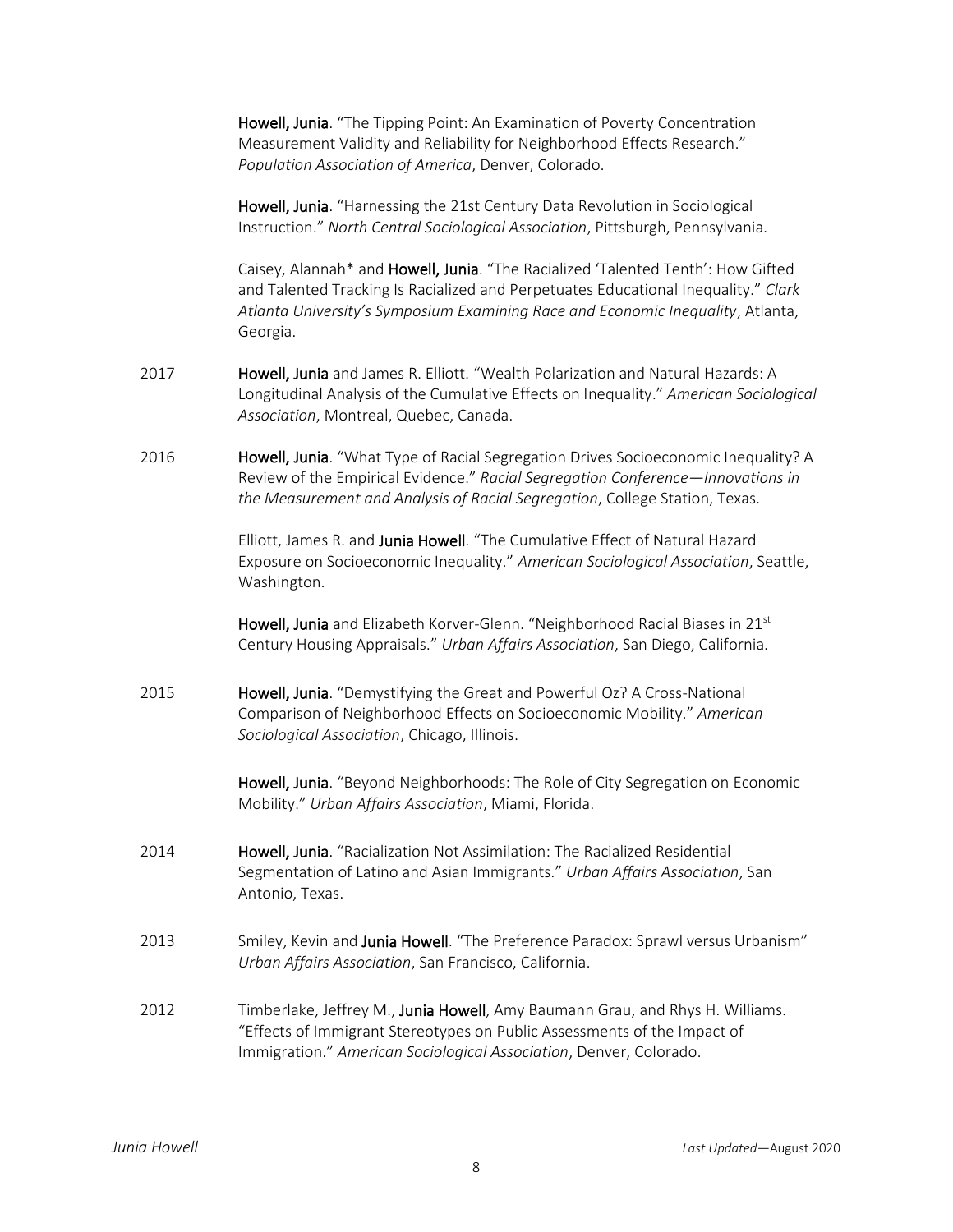**Howell, Junia**. "The Tipping Point: An Examination of Poverty Concentration Measurement Validity and Reliability for Neighborhood Effects Research." *Population Association of America*, Denver, Colorado.

**Howell, Junia**. "Harnessing the 21st Century Data Revolution in Sociological Instruction." *North Central Sociological Association*, Pittsburgh, Pennsylvania.

Caisey, Alannah* and **Howell, Junia**. "The Racialized 'Talented Tenth': How Gifted and Talented Tracking Is Racialized and Perpetuates Educational Inequality." *Clark Atlanta University's Symposium Examining Race and Economic Inequality*, Atlanta, Georgia.

2017 **Howell, Junia** and James R. Elliott. "Wealth Polarization and Natural Hazards: A Longitudinal Analysis of the Cumulative Effects on Inequality." *American Sociological Association*, Montreal, Quebec, Canada.

2016 **Howell, Junia**. "What Type of Racial Segregation Drives Socioeconomic Inequality? A Review of the Empirical Evidence." *Racial Segregation Conference—Innovations in the Measurement and Analysis of Racial Segregation*, College Station, Texas.

Elliott, James R. and **Junia Howell**. "The Cumulative Effect of Natural Hazard Exposure on Socioeconomic Inequality." *American Sociological Association*, Seattle, Washington.

**Howell, Junia** and Elizabeth Korver-Glenn. "Neighborhood Racial Biases in 21st Century Housing Appraisals." *Urban Affairs Association*, San Diego, California.

2015 **Howell, Junia**. "Demystifying the Great and Powerful Oz? A Cross-National Comparison of Neighborhood Effects on Socioeconomic Mobility." *American Sociological Association*, Chicago, Illinois.

**Howell, Junia**. "Beyond Neighborhoods: The Role of City Segregation on Economic Mobility." *Urban Affairs Association*, Miami, Florida.

2014 **Howell, Junia**. "Racialization Not Assimilation: The Racialized Residential Segmentation of Latino and Asian Immigrants." *Urban Affairs Association*, San Antonio, Texas.

2013 Smiley, Kevin and **Junia Howell**. "The Preference Paradox: Sprawl versus Urbanism" *Urban Affairs Association*, San Francisco, California.

2012 Timberlake, Jeffrey M., **Junia Howell**, Amy Baumann Grau, and Rhys H. Williams. "Effects of Immigrant Stereotypes on Public Assessments of the Impact of Immigration." *American Sociological Association*, Denver, Colorado.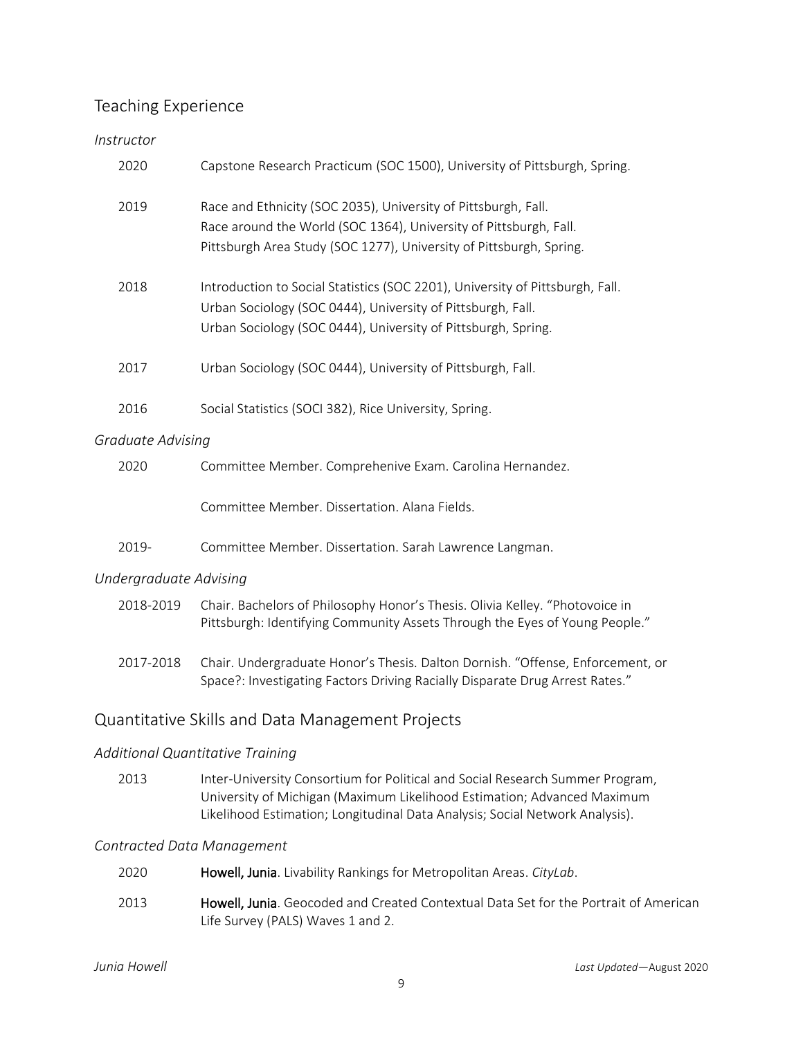## Teaching Experience

### *Instructor*

2020 Capstone Research Practicum (SOC 1500), University of Pittsburgh, Spring.

2019 Race and Ethnicity (SOC 2035), University of Pittsburgh, Fall.
Race around the World (SOC 1364), University of Pittsburgh, Fall.
Pittsburgh Area Study (SOC 1277), University of Pittsburgh, Spring.

2018 Introduction to Social Statistics (SOC 2201), University of Pittsburgh, Fall.
Urban Sociology (SOC 0444), University of Pittsburgh, Fall.
Urban Sociology (SOC 0444), University of Pittsburgh, Spring.

2017 Urban Sociology (SOC 0444), University of Pittsburgh, Fall.

2016 Social Statistics (SOCI 382), Rice University, Spring.

### *Graduate Advising*

2020 Committee Member. Comprehenive Exam. Carolina Hernandez.

Committee Member. Dissertation. Alana Fields.

2019- Committee Member. Dissertation. Sarah Lawrence Langman.

### *Undergraduate Advising*

2018-2019 Chair. Bachelors of Philosophy Honor's Thesis. Olivia Kelley. "Photovoice in Pittsburgh: Identifying Community Assets Through the Eyes of Young People."

2017-2018 Chair. Undergraduate Honor's Thesis. Dalton Dornish. "Offense, Enforcement, or Space?: Investigating Factors Driving Racially Disparate Drug Arrest Rates."

## Quantitative Skills and Data Management Projects

### *Additional Quantitative Training*

2013 Inter-University Consortium for Political and Social Research Summer Program, University of Michigan (Maximum Likelihood Estimation; Advanced Maximum Likelihood Estimation; Longitudinal Data Analysis; Social Network Analysis).

### *Contracted Data Management*

2020 **Howell, Junia**. Livability Rankings for Metropolitan Areas. *CityLab*.

2013 **Howell, Junia**. Geocoded and Created Contextual Data Set for the Portrait of American Life Survey (PALS) Waves 1 and 2.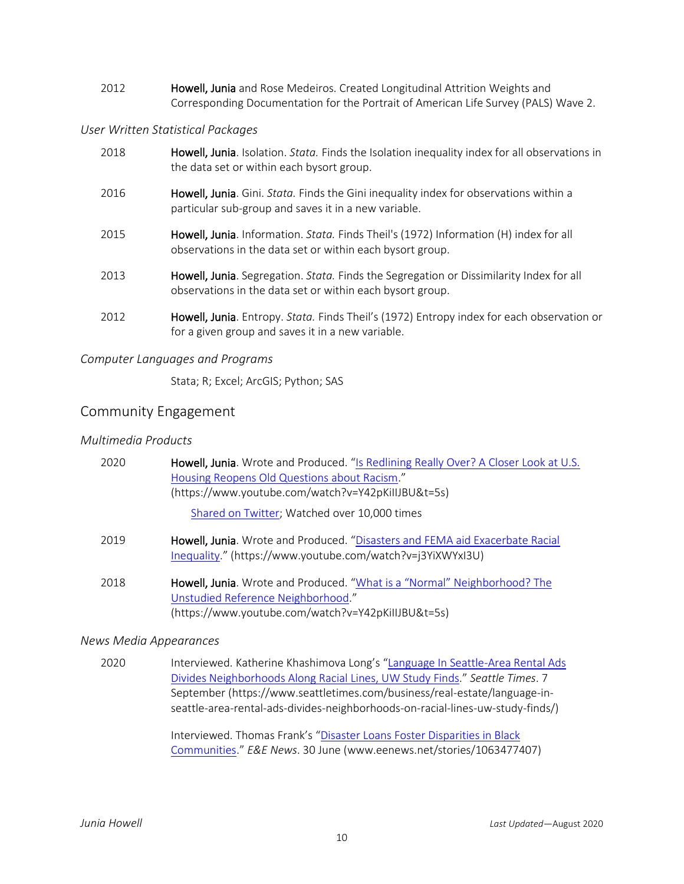2012 **Howell, Junia** and Rose Medeiros. Created Longitudinal Attrition Weights and Corresponding Documentation for the Portrait of American Life Survey (PALS) Wave 2.

*User Written Statistical Packages*

2018 **Howell, Junia**. Isolation. *Stata.* Finds the Isolation inequality index for all observations in the data set or within each bysort group.

2016 **Howell, Junia**. Gini. *Stata.* Finds the Gini inequality index for observations within a particular sub-group and saves it in a new variable.

2015 **Howell, Junia**. Information. *Stata.* Finds Theil's (1972) Information (H) index for all observations in the data set or within each bysort group.

2013 **Howell, Junia**. Segregation. *Stata.* Finds the Segregation or Dissimilarity Index for all observations in the data set or within each bysort group.

2012 **Howell, Junia**. Entropy. *Stata.* Finds Theil's (1972) Entropy index for each observation or for a given group and saves it in a new variable.

*Computer Languages and Programs*

Stata; R; Excel; ArcGIS; Python; SAS

## Community Engagement

*Multimedia Products*

2020 **Howell, Junia**. Wrote and Produced. "Is Redlining Really Over? A Closer Look at U.S. Housing Reopens Old Questions about Racism." (https://www.youtube.com/watch?v=Y42pKiIlJBU&t=5s)

Shared on Twitter; Watched over 10,000 times

2019 **Howell, Junia**. Wrote and Produced. "Disasters and FEMA aid Exacerbate Racial Inequality." (https://www.youtube.com/watch?v=j3YiXWYxI3U)

2018 **Howell, Junia**. Wrote and Produced. "What is a "Normal" Neighborhood? The Unstudied Reference Neighborhood." (https://www.youtube.com/watch?v=Y42pKiIlJBU&t=5s)

*News Media Appearances*

2020 Interviewed. Katherine Khashimova Long's "Language In Seattle-Area Rental Ads Divides Neighborhoods Along Racial Lines, UW Study Finds." *Seattle Times*. 7 September (https://www.seattletimes.com/business/real-estate/language-in-seattle-area-rental-ads-divides-neighborhoods-on-racial-lines-uw-study-finds/)

Interviewed. Thomas Frank's "Disaster Loans Foster Disparities in Black Communities." *E&E News*. 30 June (www.eenews.net/stories/1063477407)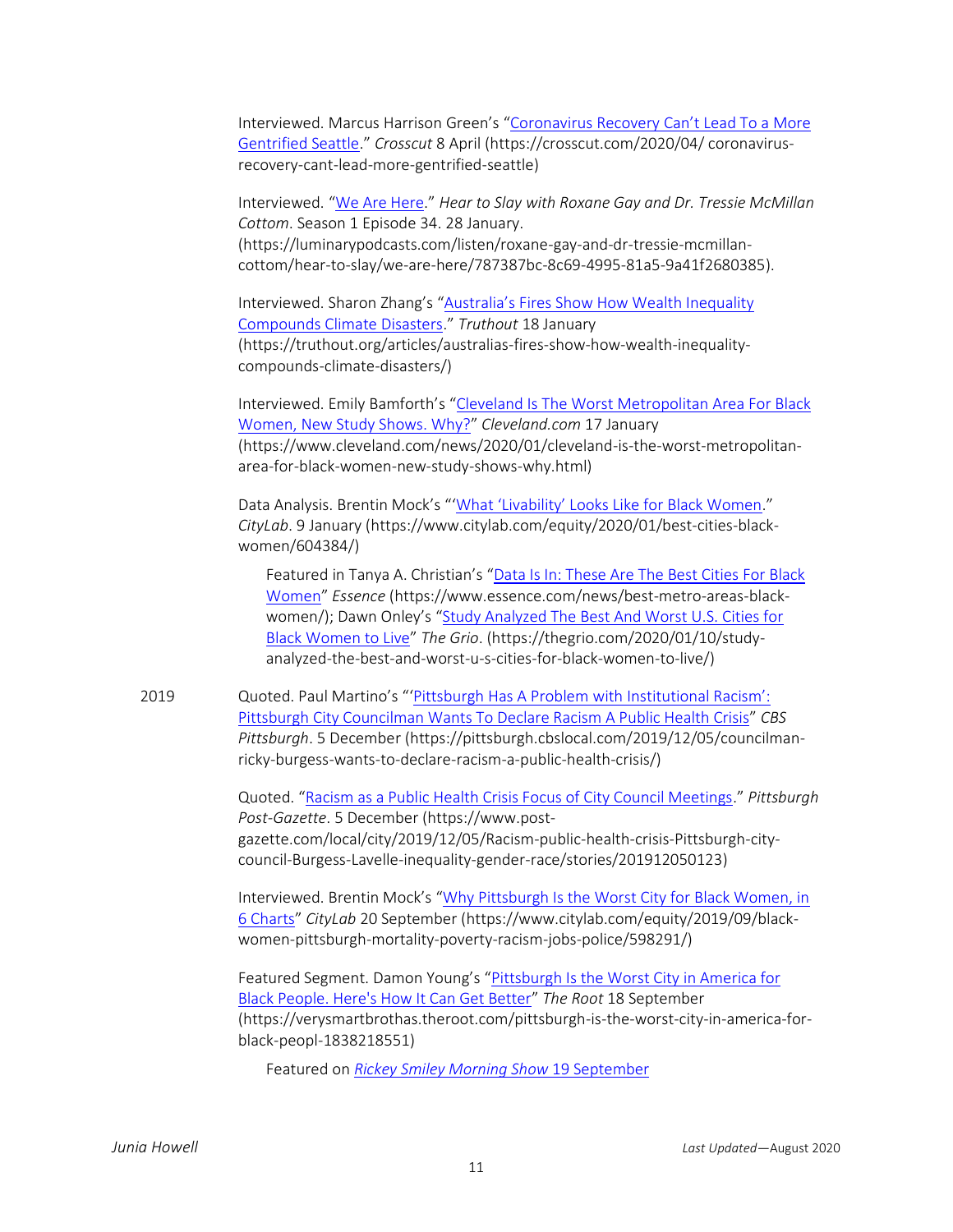Interviewed. Marcus Harrison Green's "Coronavirus Recovery Can't Lead To a More Gentrified Seattle." *Crosscut* 8 April (https://crosscut.com/2020/04/ coronavirus-recovery-cant-lead-more-gentrified-seattle)

Interviewed. "We Are Here." *Hear to Slay with Roxane Gay and Dr. Tressie McMillan Cottom*. Season 1 Episode 34. 28 January. (https://luminarypodcasts.com/listen/roxane-gay-and-dr-tressie-mcmillan-cottom/hear-to-slay/we-are-here/787387bc-8c69-4995-81a5-9a41f2680385).

Interviewed. Sharon Zhang's "Australia's Fires Show How Wealth Inequality Compounds Climate Disasters." *Truthout* 18 January (https://truthout.org/articles/australias-fires-show-how-wealth-inequality-compounds-climate-disasters/)

Interviewed. Emily Bamforth's "Cleveland Is The Worst Metropolitan Area For Black Women, New Study Shows. Why?" *Cleveland.com* 17 January (https://www.cleveland.com/news/2020/01/cleveland-is-the-worst-metropolitan-area-for-black-women-new-study-shows-why.html)

Data Analysis. Brentin Mock's "'What 'Livability' Looks Like for Black Women." *CityLab*. 9 January (https://www.citylab.com/equity/2020/01/best-cities-black-women/604384/)

> Featured in Tanya A. Christian's "Data Is In: These Are The Best Cities For Black Women" *Essence* (https://www.essence.com/news/best-metro-areas-black-women/); Dawn Onley's "Study Analyzed The Best And Worst U.S. Cities for Black Women to Live" *The Grio*. (https://thegrio.com/2020/01/10/study-analyzed-the-best-and-worst-u-s-cities-for-black-women-to-live/)

2019

Quoted. Paul Martino's "'Pittsburgh Has A Problem with Institutional Racism': Pittsburgh City Councilman Wants To Declare Racism A Public Health Crisis" *CBS Pittsburgh*. 5 December (https://pittsburgh.cbslocal.com/2019/12/05/councilman-ricky-burgess-wants-to-declare-racism-a-public-health-crisis/)

Quoted. "Racism as a Public Health Crisis Focus of City Council Meetings." *Pittsburgh Post-Gazette*. 5 December (https://www.post-gazette.com/local/city/2019/12/05/Racism-public-health-crisis-Pittsburgh-city-council-Burgess-Lavelle-inequality-gender-race/stories/201912050123)

Interviewed. Brentin Mock's "Why Pittsburgh Is the Worst City for Black Women, in 6 Charts" *CityLab* 20 September (https://www.citylab.com/equity/2019/09/black-women-pittsburgh-mortality-poverty-racism-jobs-police/598291/)

Featured Segment. Damon Young's "Pittsburgh Is the Worst City in America for Black People. Here's How It Can Get Better" *The Root* 18 September (https://verysmartbrothas.theroot.com/pittsburgh-is-the-worst-city-in-america-for-black-peopl-1838218551)

> Featured on *Rickey Smiley Morning Show* 19 September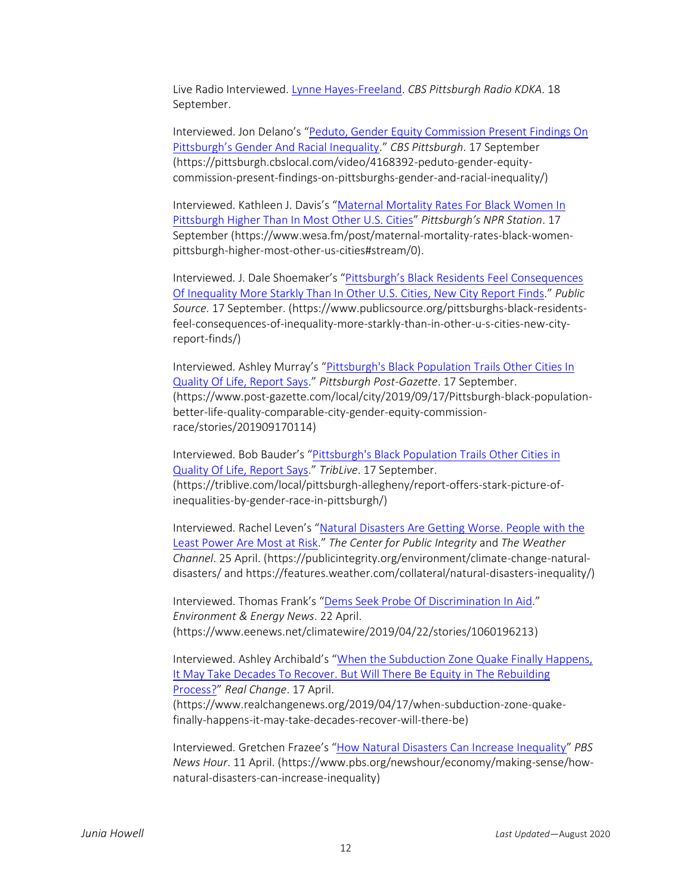Live Radio Interviewed. Lynne Hayes-Freeland. *CBS Pittsburgh Radio KDKA*. 18 September.

Interviewed. Jon Delano's "Peduto, Gender Equity Commission Present Findings On Pittsburgh's Gender And Racial Inequality." *CBS Pittsburgh*. 17 September (https://pittsburgh.cbslocal.com/video/4168392-peduto-gender-equity-commission-present-findings-on-pittsburghs-gender-and-racial-inequality/)

Interviewed. Kathleen J. Davis's "Maternal Mortality Rates For Black Women In Pittsburgh Higher Than In Most Other U.S. Cities" *Pittsburgh's NPR Station*. 17 September (https://www.wesa.fm/post/maternal-mortality-rates-black-women-pittsburgh-higher-most-other-us-cities#stream/0).

Interviewed. J. Dale Shoemaker's "Pittsburgh's Black Residents Feel Consequences Of Inequality More Starkly Than In Other U.S. Cities, New City Report Finds." *Public Source*. 17 September. (https://www.publicsource.org/pittsburghs-black-residents-feel-consequences-of-inequality-more-starkly-than-in-other-u-s-cities-new-city-report-finds/)

Interviewed. Ashley Murray's "Pittsburgh's Black Population Trails Other Cities In Quality Of Life, Report Says." *Pittsburgh Post-Gazette*. 17 September. (https://www.post-gazette.com/local/city/2019/09/17/Pittsburgh-black-population-better-life-quality-comparable-city-gender-equity-commission-race/stories/201909170114)

Interviewed. Bob Bauder's "Pittsburgh's Black Population Trails Other Cities in Quality Of Life, Report Says." *TribLive*. 17 September. (https://triblive.com/local/pittsburgh-allegheny/report-offers-stark-picture-of-inequalities-by-gender-race-in-pittsburgh/)

Interviewed. Rachel Leven's "Natural Disasters Are Getting Worse. People with the Least Power Are Most at Risk." *The Center for Public Integrity* and *The Weather Channel*. 25 April. (https://publicintegrity.org/environment/climate-change-natural-disasters/ and https://features.weather.com/collateral/natural-disasters-inequality/)

Interviewed. Thomas Frank's "Dems Seek Probe Of Discrimination In Aid." *Environment & Energy News*. 22 April. (https://www.eenews.net/climatewire/2019/04/22/stories/1060196213)

Interviewed. Ashley Archibald's "When the Subduction Zone Quake Finally Happens, It May Take Decades To Recover. But Will There Be Equity in The Rebuilding Process?" *Real Change*. 17 April. (https://www.realchangenews.org/2019/04/17/when-subduction-zone-quake-finally-happens-it-may-take-decades-recover-will-there-be)

Interviewed. Gretchen Frazee's "How Natural Disasters Can Increase Inequality" *PBS News Hour*. 11 April. (https://www.pbs.org/newshour/economy/making-sense/how-natural-disasters-can-increase-inequality)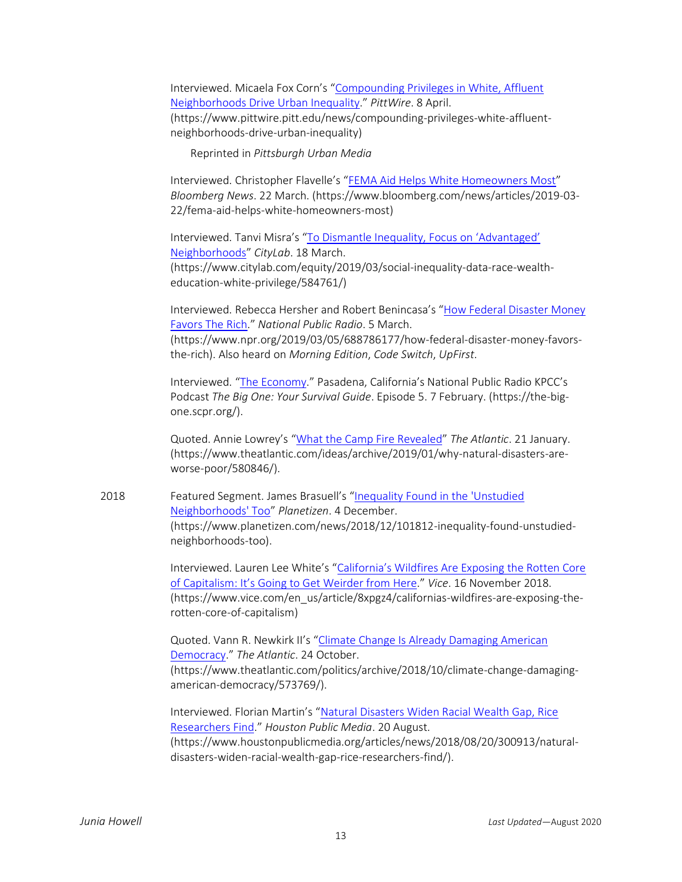Interviewed. Micaela Fox Corn's "[Compounding Privileges in White, Affluent Neighborhoods Drive Urban Inequality](https://www.pittwire.pitt.edu/news/compounding-privileges-white-affluent-neighborhoods-drive-urban-inequality)." *PittWire*. 8 April. (https://www.pittwire.pitt.edu/news/compounding-privileges-white-affluent-neighborhoods-drive-urban-inequality)

Reprinted in *Pittsburgh Urban Media*

Interviewed. Christopher Flavelle's "[FEMA Aid Helps White Homeowners Most](https://www.bloomberg.com/news/articles/2019-03-22/fema-aid-helps-white-homeowners-most)" *Bloomberg News*. 22 March. (https://www.bloomberg.com/news/articles/2019-03-22/fema-aid-helps-white-homeowners-most)

Interviewed. Tanvi Misra's "[To Dismantle Inequality, Focus on 'Advantaged' Neighborhoods](https://www.citylab.com/equity/2019/03/social-inequality-data-race-wealth-education-white-privilege/584761/)" *CityLab*. 18 March. (https://www.citylab.com/equity/2019/03/social-inequality-data-race-wealth-education-white-privilege/584761/)

Interviewed. Rebecca Hersher and Robert Benincasa's "[How Federal Disaster Money Favors The Rich](https://www.npr.org/2019/03/05/688786177/how-federal-disaster-money-favors-the-rich)." *National Public Radio*. 5 March. (https://www.npr.org/2019/03/05/688786177/how-federal-disaster-money-favors-the-rich). Also heard on *Morning Edition*, *Code Switch*, *UpFirst*.

Interviewed. "[The Economy](https://the-big-one.scpr.org/)." Pasadena, California's National Public Radio KPCC's Podcast *The Big One: Your Survival Guide*. Episode 5. 7 February. (https://the-big-one.scpr.org/).

Quoted. Annie Lowrey's "[What the Camp Fire Revealed](https://www.theatlantic.com/ideas/archive/2019/01/why-natural-disasters-are-worse-poor/580846/)" *The Atlantic*. 21 January. (https://www.theatlantic.com/ideas/archive/2019/01/why-natural-disasters-are-worse-poor/580846/).

2018

Featured Segment. James Brasuell's "[Inequality Found in the 'Unstudied Neighborhoods' Too](https://www.planetizen.com/news/2018/12/101812-inequality-found-unstudied-neighborhoods-too)" *Planetizen*. 4 December. (https://www.planetizen.com/news/2018/12/101812-inequality-found-unstudied-neighborhoods-too).

Interviewed. Lauren Lee White's "[California's Wildfires Are Exposing the Rotten Core of Capitalism: It's Going to Get Weirder from Here](https://www.vice.com/en_us/article/8xpgz4/californias-wildfires-are-exposing-the-rotten-core-of-capitalism)." *Vice*. 16 November 2018. (https://www.vice.com/en_us/article/8xpgz4/californias-wildfires-are-exposing-the-rotten-core-of-capitalism)

Quoted. Vann R. Newkirk II's "[Climate Change Is Already Damaging American Democracy](https://www.theatlantic.com/politics/archive/2018/10/climate-change-damaging-american-democracy/573769/)." *The Atlantic*. 24 October. (https://www.theatlantic.com/politics/archive/2018/10/climate-change-damaging-american-democracy/573769/).

Interviewed. Florian Martin's "[Natural Disasters Widen Racial Wealth Gap, Rice Researchers Find](https://www.houstonpublicmedia.org/articles/news/2018/08/20/300913/natural-disasters-widen-racial-wealth-gap-rice-researchers-find/)." *Houston Public Media*. 20 August. (https://www.houstonpublicmedia.org/articles/news/2018/08/20/300913/natural-disasters-widen-racial-wealth-gap-rice-researchers-find/).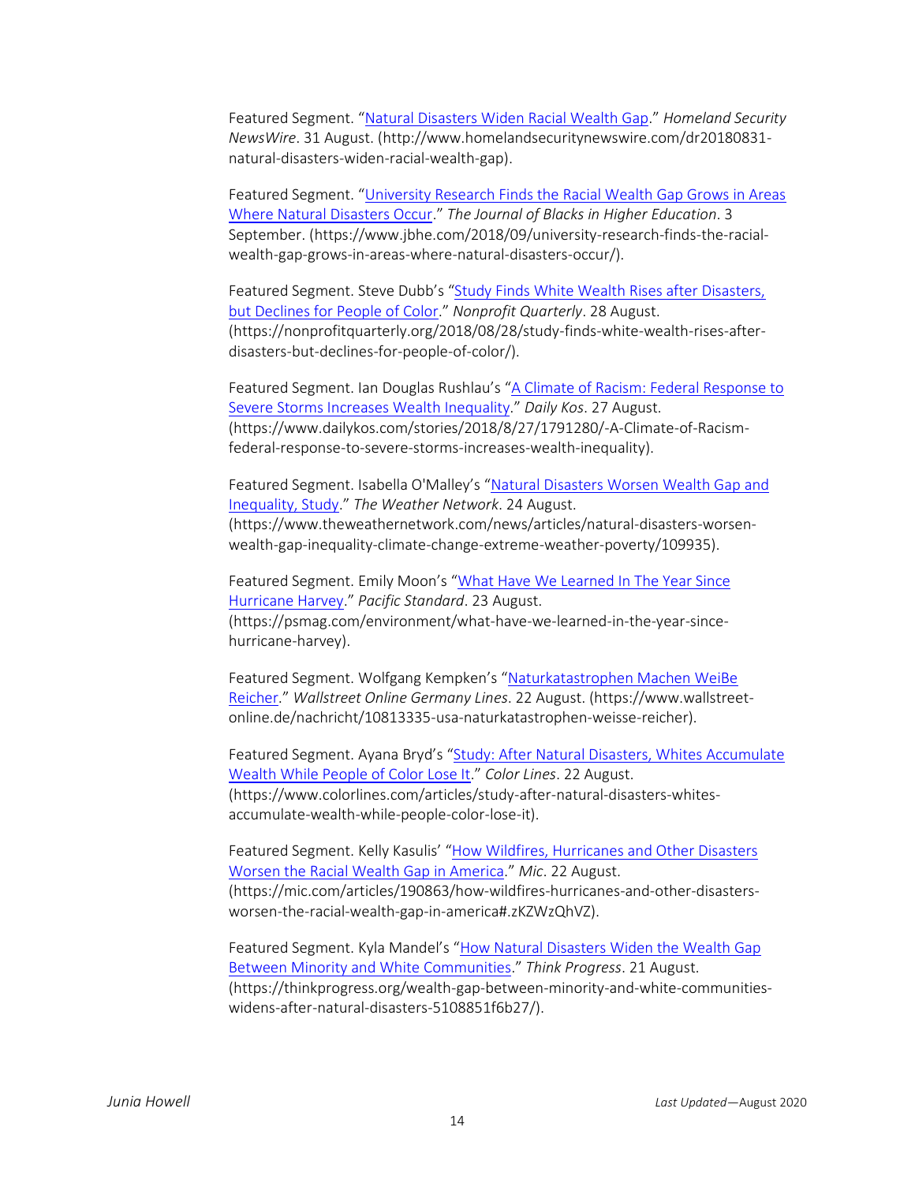Featured Segment. "Natural Disasters Widen Racial Wealth Gap." *Homeland Security NewsWire*. 31 August. (http://www.homelandsecuritynewswire.com/dr20180831-natural-disasters-widen-racial-wealth-gap).

Featured Segment. "University Research Finds the Racial Wealth Gap Grows in Areas Where Natural Disasters Occur." *The Journal of Blacks in Higher Education*. 3 September. (https://www.jbhe.com/2018/09/university-research-finds-the-racial-wealth-gap-grows-in-areas-where-natural-disasters-occur/).

Featured Segment. Steve Dubb's "Study Finds White Wealth Rises after Disasters, but Declines for People of Color." *Nonprofit Quarterly*. 28 August. (https://nonprofitquarterly.org/2018/08/28/study-finds-white-wealth-rises-after-disasters-but-declines-for-people-of-color/).

Featured Segment. Ian Douglas Rushlau's "A Climate of Racism: Federal Response to Severe Storms Increases Wealth Inequality." *Daily Kos*. 27 August. (https://www.dailykos.com/stories/2018/8/27/1791280/-A-Climate-of-Racism-federal-response-to-severe-storms-increases-wealth-inequality).

Featured Segment. Isabella O'Malley's "Natural Disasters Worsen Wealth Gap and Inequality, Study." *The Weather Network*. 24 August. (https://www.theweathernetwork.com/news/articles/natural-disasters-worsen-wealth-gap-inequality-climate-change-extreme-weather-poverty/109935).

Featured Segment. Emily Moon's "What Have We Learned In The Year Since Hurricane Harvey." *Pacific Standard*. 23 August. (https://psmag.com/environment/what-have-we-learned-in-the-year-since-hurricane-harvey).

Featured Segment. Wolfgang Kempken's "Naturkatastrophen Machen WeiBe Reicher." *Wallstreet Online Germany Lines*. 22 August. (https://www.wallstreet-online.de/nachricht/10813335-usa-naturkatastrophen-weisse-reicher).

Featured Segment. Ayana Bryd's "Study: After Natural Disasters, Whites Accumulate Wealth While People of Color Lose It." *Color Lines*. 22 August. (https://www.colorlines.com/articles/study-after-natural-disasters-whites-accumulate-wealth-while-people-color-lose-it).

Featured Segment. Kelly Kasulis' "How Wildfires, Hurricanes and Other Disasters Worsen the Racial Wealth Gap in America." *Mic*. 22 August. (https://mic.com/articles/190863/how-wildfires-hurricanes-and-other-disasters-worsen-the-racial-wealth-gap-in-america#.zKZWzQhVZ).

Featured Segment. Kyla Mandel's "How Natural Disasters Widen the Wealth Gap Between Minority and White Communities." *Think Progress*. 21 August. (https://thinkprogress.org/wealth-gap-between-minority-and-white-communities-widens-after-natural-disasters-5108851f6b27/).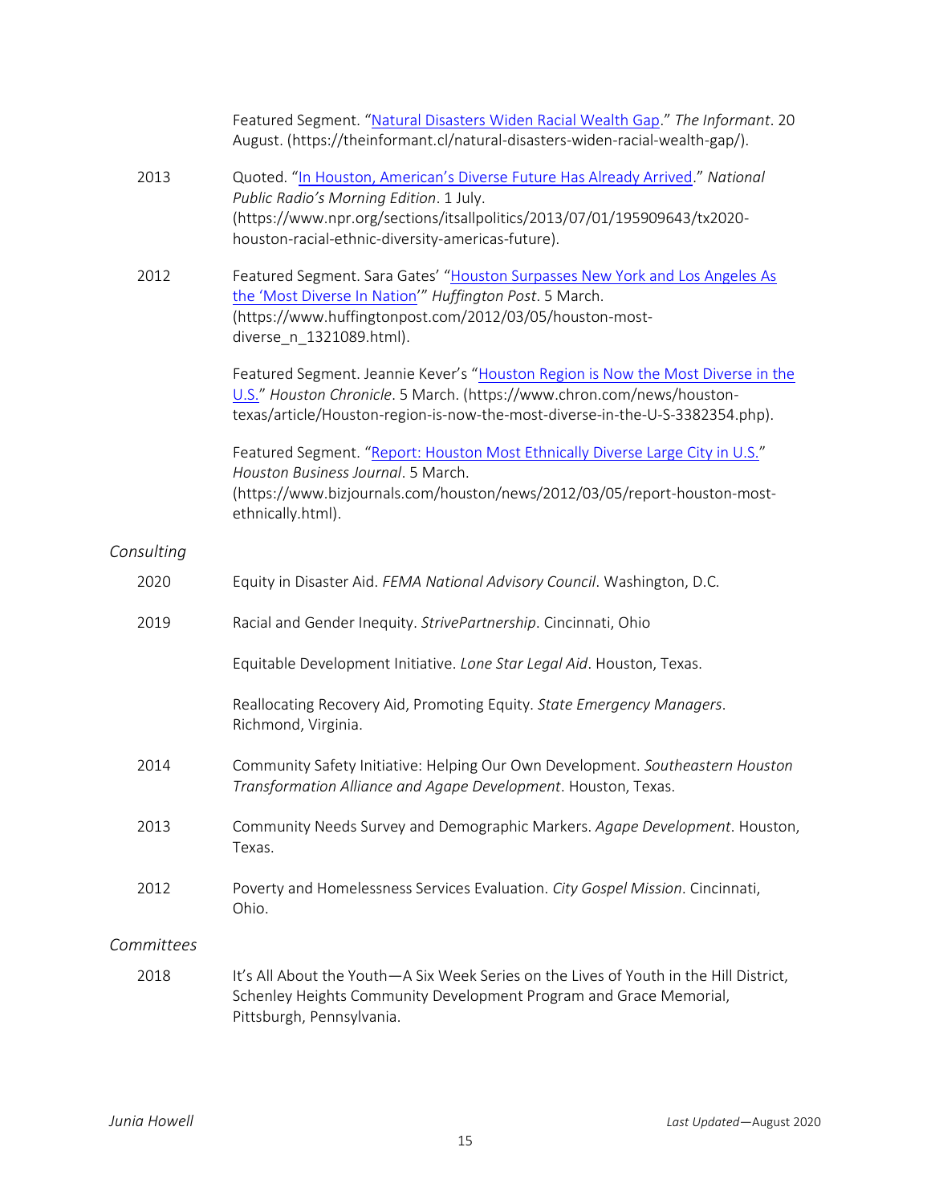Featured Segment. "Natural Disasters Widen Racial Wealth Gap." *The Informant*. 20 August. (https://theinformant.cl/natural-disasters-widen-racial-wealth-gap/).

2013 Quoted. "In Houston, American's Diverse Future Has Already Arrived." *National Public Radio's Morning Edition*. 1 July. (https://www.npr.org/sections/itsallpolitics/2013/07/01/195909643/tx2020-houston-racial-ethnic-diversity-americas-future).

2012 Featured Segment. Sara Gates' "Houston Surpasses New York and Los Angeles As the 'Most Diverse In Nation'" *Huffington Post*. 5 March. (https://www.huffingtonpost.com/2012/03/05/houston-most-diverse_n_1321089.html).

Featured Segment. Jeannie Kever's "Houston Region is Now the Most Diverse in the U.S." *Houston Chronicle*. 5 March. (https://www.chron.com/news/houston-texas/article/Houston-region-is-now-the-most-diverse-in-the-U-S-3382354.php).

Featured Segment. "Report: Houston Most Ethnically Diverse Large City in U.S." *Houston Business Journal*. 5 March. (https://www.bizjournals.com/houston/news/2012/03/05/report-houston-most-ethnically.html).

*Consulting*

2020 Equity in Disaster Aid. *FEMA National Advisory Council*. Washington, D.C.

2019 Racial and Gender Inequity. *StrivePartnership*. Cincinnati, Ohio

Equitable Development Initiative. *Lone Star Legal Aid*. Houston, Texas.

Reallocating Recovery Aid, Promoting Equity. *State Emergency Managers*. Richmond, Virginia.

2014 Community Safety Initiative: Helping Our Own Development. *Southeastern Houston Transformation Alliance and Agape Development*. Houston, Texas.

2013 Community Needs Survey and Demographic Markers. *Agape Development*. Houston, Texas.

2012 Poverty and Homelessness Services Evaluation. *City Gospel Mission*. Cincinnati, Ohio.

*Committees*

2018 It's All About the Youth—A Six Week Series on the Lives of Youth in the Hill District, Schenley Heights Community Development Program and Grace Memorial, Pittsburgh, Pennsylvania.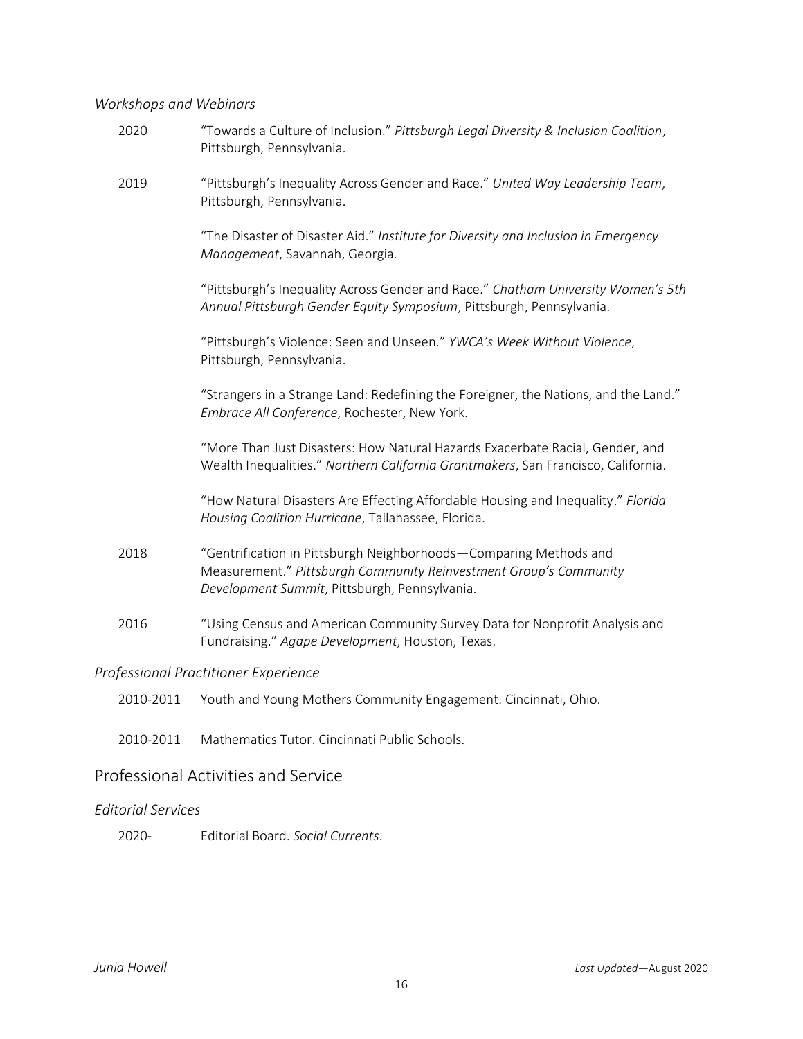### *Workshops and Webinars*

2020 "Towards a Culture of Inclusion." *Pittsburgh Legal Diversity & Inclusion Coalition*, Pittsburgh, Pennsylvania.

2019 "Pittsburgh's Inequality Across Gender and Race." *United Way Leadership Team*, Pittsburgh, Pennsylvania.

"The Disaster of Disaster Aid." *Institute for Diversity and Inclusion in Emergency Management*, Savannah, Georgia.

"Pittsburgh's Inequality Across Gender and Race." *Chatham University Women's 5th Annual Pittsburgh Gender Equity Symposium*, Pittsburgh, Pennsylvania.

"Pittsburgh's Violence: Seen and Unseen." *YWCA's Week Without Violence*, Pittsburgh, Pennsylvania.

"Strangers in a Strange Land: Redefining the Foreigner, the Nations, and the Land." *Embrace All Conference*, Rochester, New York.

"More Than Just Disasters: How Natural Hazards Exacerbate Racial, Gender, and Wealth Inequalities." *Northern California Grantmakers*, San Francisco, California.

"How Natural Disasters Are Effecting Affordable Housing and Inequality." *Florida Housing Coalition Hurricane*, Tallahassee, Florida.

2018 "Gentrification in Pittsburgh Neighborhoods—Comparing Methods and Measurement." *Pittsburgh Community Reinvestment Group's Community Development Summit*, Pittsburgh, Pennsylvania.

2016 "Using Census and American Community Survey Data for Nonprofit Analysis and Fundraising." *Agape Development*, Houston, Texas.

### *Professional Practitioner Experience*

2010-2011 Youth and Young Mothers Community Engagement. Cincinnati, Ohio.

2010-2011 Mathematics Tutor. Cincinnati Public Schools.

## Professional Activities and Service

### *Editorial Services*

2020- Editorial Board. *Social Currents*.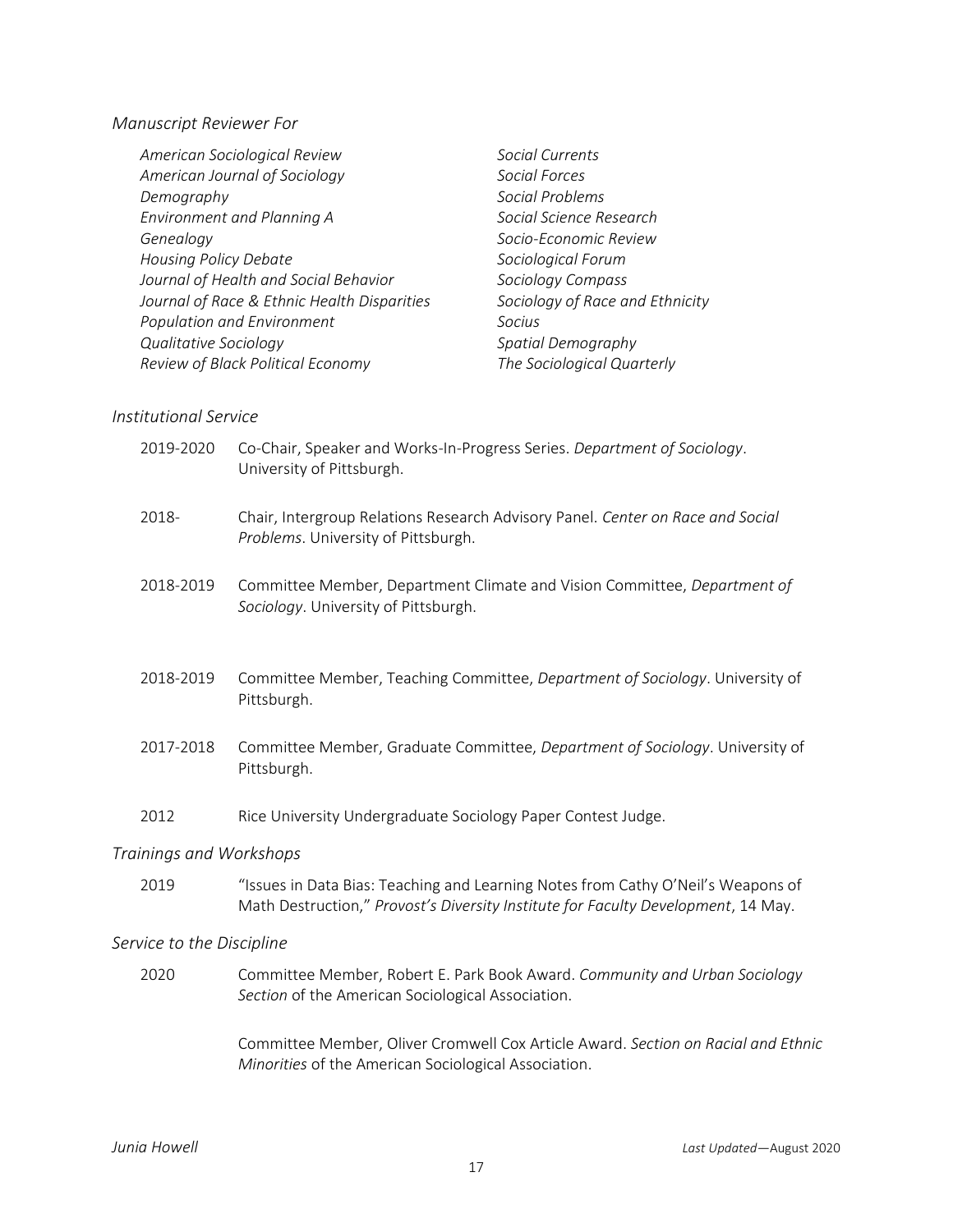### *Manuscript Reviewer For*

*American Sociological Review*
*American Journal of Sociology*
*Demography*
*Environment and Planning A*
*Genealogy*
*Housing Policy Debate*
*Journal of Health and Social Behavior*
*Journal of Race & Ethnic Health Disparities*
*Population and Environment*
*Qualitative Sociology*
*Review of Black Political Economy*
*Social Currents*
*Social Forces*
*Social Problems*
*Social Science Research*
*Socio-Economic Review*
*Sociological Forum*
*Sociology Compass*
*Sociology of Race and Ethnicity*
*Socius*
*Spatial Demography*
*The Sociological Quarterly*

### *Institutional Service*

2019-2020 Co-Chair, Speaker and Works-In-Progress Series. *Department of Sociology*. University of Pittsburgh.

2018- Chair, Intergroup Relations Research Advisory Panel. *Center on Race and Social Problems*. University of Pittsburgh.

2018-2019 Committee Member, Department Climate and Vision Committee, *Department of Sociology*. University of Pittsburgh.

2018-2019 Committee Member, Teaching Committee, *Department of Sociology*. University of Pittsburgh.

2017-2018 Committee Member, Graduate Committee, *Department of Sociology*. University of Pittsburgh.

2012 Rice University Undergraduate Sociology Paper Contest Judge.

### *Trainings and Workshops*

2019 "Issues in Data Bias: Teaching and Learning Notes from Cathy O'Neil's Weapons of Math Destruction," *Provost's Diversity Institute for Faculty Development*, 14 May.

### *Service to the Discipline*

2020 Committee Member, Robert E. Park Book Award. *Community and Urban Sociology Section* of the American Sociological Association.

Committee Member, Oliver Cromwell Cox Article Award. *Section on Racial and Ethnic Minorities* of the American Sociological Association.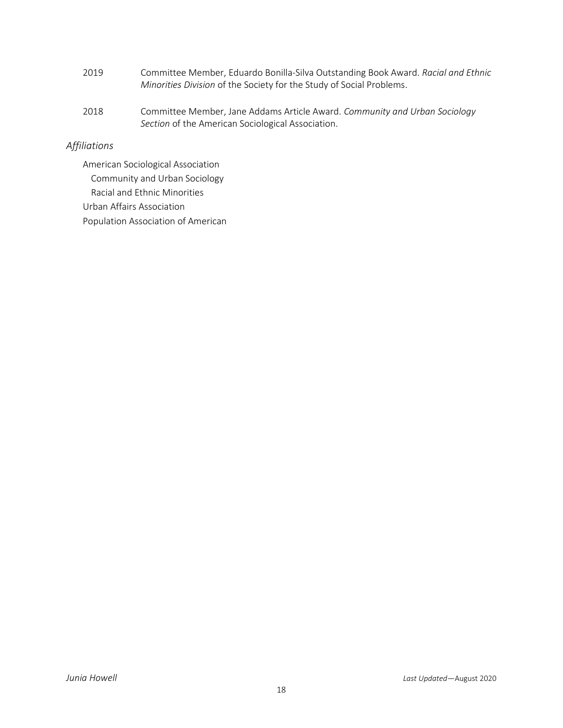2019 Committee Member, Eduardo Bonilla-Silva Outstanding Book Award. *Racial and Ethnic Minorities Division* of the Society for the Study of Social Problems.

2018 Committee Member, Jane Addams Article Award. *Community and Urban Sociology Section* of the American Sociological Association.

### *Affiliations*

American Sociological Association
- Community and Urban Sociology
- Racial and Ethnic Minorities

Urban Affairs Association

Population Association of American